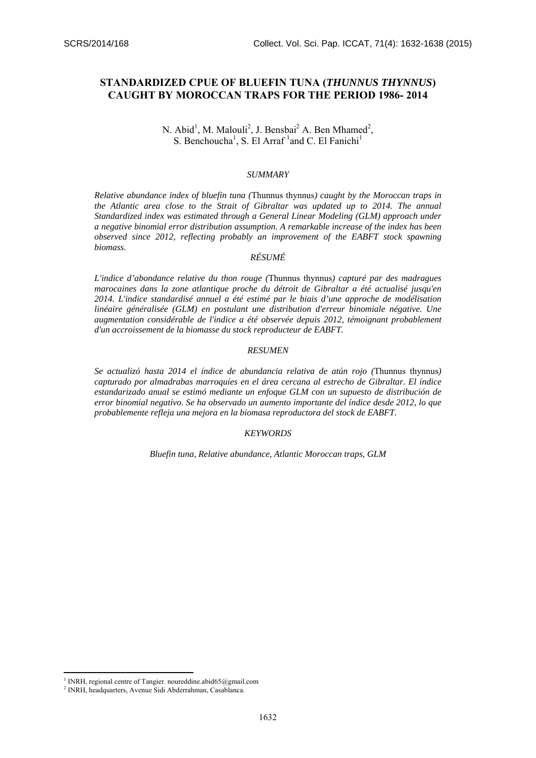# STANDARDIZED CPUE OF BLUEFIN TUNA (*THUNNUS THYNNUS*) CAUGHT BY MOROCCAN TRAPS FOR THE PERIOD 1986- 2014

N. Abid[1], M. Malouli[2], J. Bensbai[2] A. Ben Mhamed[2], S. Benchoucha[1], S. El Arraf [1]and C. El Fanichi[1]

### *SUMMARY*

*Relative abundance index of bluefin tuna (*Thunnus thynnus*) caught by the Moroccan traps in the Atlantic area close to the Strait of Gibraltar was updated up to 2014. The annual Standardized index was estimated through a General Linear Modeling (GLM) approach under a negative binomial error distribution assumption. A remarkable increase of the index has been observed since 2012, reflecting probably an improvement of the EABFT stock spawning biomass.*

### *RÉSUMÉ*

*L'indice d'abondance relative du thon rouge (*Thunnus thynnus*) capturé par des madragues marocaines dans la zone atlantique proche du détroit de Gibraltar a été actualisé jusqu'en 2014. L'indice standardisé annuel a été estimé par le biais d'une approche de modélisation linéaire généralisée (GLM) en postulant une distribution d'erreur binomiale négative. Une augmentation considérable de l'indice a été observée depuis 2012, témoignant probablement d'un accroissement de la biomasse du stock reproducteur de EABFT.*

### *RESUMEN*

*Se actualizó hasta 2014 el índice de abundancia relativa de atún rojo (*Thunnus thynnus*) capturado por almadrabas marroquíes en el área cercana al estrecho de Gibraltar. El índice estandarizado anual se estimó mediante un enfoque GLM con un supuesto de distribución de error binomial negativo. Se ha observado un aumento importante del índice desde 2012, lo que probablemente refleja una mejora en la biomasa reproductora del stock de EABFT.*

### *KEYWORDS*

*Bluefin tuna, Relative abundance, Atlantic Moroccan traps, GLM*

---

[1] INRH, regional centre of Tangier. noureddine.abid65@gmail.com

[2] INRH, headquarters, Avenue Sidi Abderrahman, Casablanca.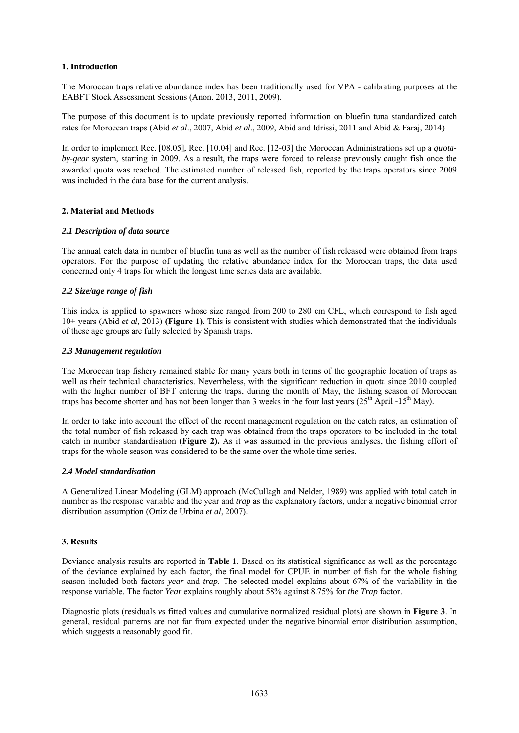## 1. Introduction

The Moroccan traps relative abundance index has been traditionally used for VPA - calibrating purposes at the EABFT Stock Assessment Sessions (Anon. 2013, 2011, 2009).

The purpose of this document is to update previously reported information on bluefin tuna standardized catch rates for Moroccan traps (Abid *et al*., 2007, Abid *et al*., 2009, Abid and Idrissi, 2011 and Abid & Faraj, 2014)

In order to implement Rec. [08.05], Rec. [10.04] and Rec. [12-03] the Moroccan Administrations set up a *quota-by-gear* system, starting in 2009. As a result, the traps were forced to release previously caught fish once the awarded quota was reached. The estimated number of released fish, reported by the traps operators since 2009 was included in the data base for the current analysis.

## 2. Material and Methods

### *2.1 Description of data source*

The annual catch data in number of bluefin tuna as well as the number of fish released were obtained from traps operators. For the purpose of updating the relative abundance index for the Moroccan traps, the data used concerned only 4 traps for which the longest time series data are available.

### *2.2 Size/age range of fish*

This index is applied to spawners whose size ranged from 200 to 280 cm CFL, which correspond to fish aged 10+ years (Abid *et al*, 2013) **(Figure 1).** This is consistent with studies which demonstrated that the individuals of these age groups are fully selected by Spanish traps.

### *2.3 Management regulation*

The Moroccan trap fishery remained stable for many years both in terms of the geographic location of traps as well as their technical characteristics. Nevertheless, with the significant reduction in quota since 2010 coupled with the higher number of BFT entering the traps, during the month of May, the fishing season of Moroccan traps has become shorter and has not been longer than 3 weeks in the four last years (25th April -15th May).

In order to take into account the effect of the recent management regulation on the catch rates, an estimation of the total number of fish released by each trap was obtained from the traps operators to be included in the total catch in number standardisation **(Figure 2).** As it was assumed in the previous analyses, the fishing effort of traps for the whole season was considered to be the same over the whole time series.

### *2.4 Model standardisation*

A Generalized Linear Modeling (GLM) approach (McCullagh and Nelder, 1989) was applied with total catch in number as the response variable and the year and *trap* as the explanatory factors, under a negative binomial error distribution assumption (Ortiz de Urbina *et al*, 2007).

## 3. Results

Deviance analysis results are reported in **Table 1**. Based on its statistical significance as well as the percentage of the deviance explained by each factor, the final model for CPUE in number of fish for the whole fishing season included both factors *year* and *trap*. The selected model explains about 67% of the variability in the response variable. The factor *Year* explains roughly about 58% against 8.75% for *the Trap* factor.

Diagnostic plots (residuals *vs* fitted values and cumulative normalized residual plots) are shown in **Figure 3**. In general, residual patterns are not far from expected under the negative binomial error distribution assumption, which suggests a reasonably good fit.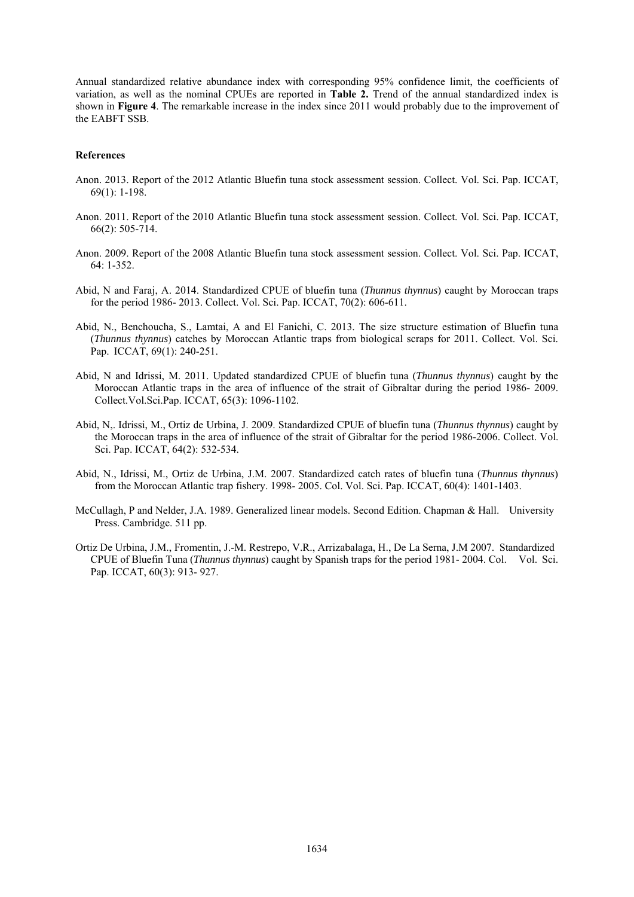Annual standardized relative abundance index with corresponding 95% confidence limit, the coefficients of variation, as well as the nominal CPUEs are reported in **Table 2.** Trend of the annual standardized index is shown in **Figure 4**. The remarkable increase in the index since 2011 would probably due to the improvement of the EABFT SSB.

**References**

Anon. 2013. Report of the 2012 Atlantic Bluefin tuna stock assessment session. Collect. Vol. Sci. Pap. ICCAT, 69(1): 1-198.

Anon. 2011. Report of the 2010 Atlantic Bluefin tuna stock assessment session. Collect. Vol. Sci. Pap. ICCAT, 66(2): 505-714.

Anon. 2009. Report of the 2008 Atlantic Bluefin tuna stock assessment session. Collect. Vol. Sci. Pap. ICCAT, 64: 1-352.

Abid, N and Faraj, A. 2014. Standardized CPUE of bluefin tuna (*Thunnus thynnus*) caught by Moroccan traps for the period 1986- 2013. Collect. Vol. Sci. Pap. ICCAT, 70(2): 606-611.

Abid, N., Benchoucha, S., Lamtai, A and El Fanichi, C. 2013. The size structure estimation of Bluefin tuna (*Thunnus thynnus*) catches by Moroccan Atlantic traps from biological scraps for 2011. Collect. Vol. Sci. Pap. ICCAT, 69(1): 240-251.

Abid, N and Idrissi, M. 2011. Updated standardized CPUE of bluefin tuna (*Thunnus thynnus*) caught by the Moroccan Atlantic traps in the area of influence of the strait of Gibraltar during the period 1986- 2009. Collect.Vol.Sci.Pap. ICCAT, 65(3): 1096-1102.

Abid, N,. Idrissi, M., Ortiz de Urbina, J. 2009. Standardized CPUE of bluefin tuna (*Thunnus thynnus*) caught by the Moroccan traps in the area of influence of the strait of Gibraltar for the period 1986-2006. Collect. Vol. Sci. Pap. ICCAT, 64(2): 532-534.

Abid, N., Idrissi, M., Ortiz de Urbina, J.M. 2007. Standardized catch rates of bluefin tuna (*Thunnus thynnus*) from the Moroccan Atlantic trap fishery. 1998- 2005. Col. Vol. Sci. Pap. ICCAT, 60(4): 1401-1403.

McCullagh, P and Nelder, J.A. 1989. Generalized linear models. Second Edition. Chapman & Hall. University Press. Cambridge. 511 pp.

Ortiz De Urbina, J.M., Fromentin, J.-M. Restrepo, V.R., Arrizabalaga, H., De La Serna, J.M 2007. Standardized CPUE of Bluefin Tuna (*Thunnus thynnus*) caught by Spanish traps for the period 1981- 2004. Col. Vol. Sci. Pap. ICCAT, 60(3): 913- 927.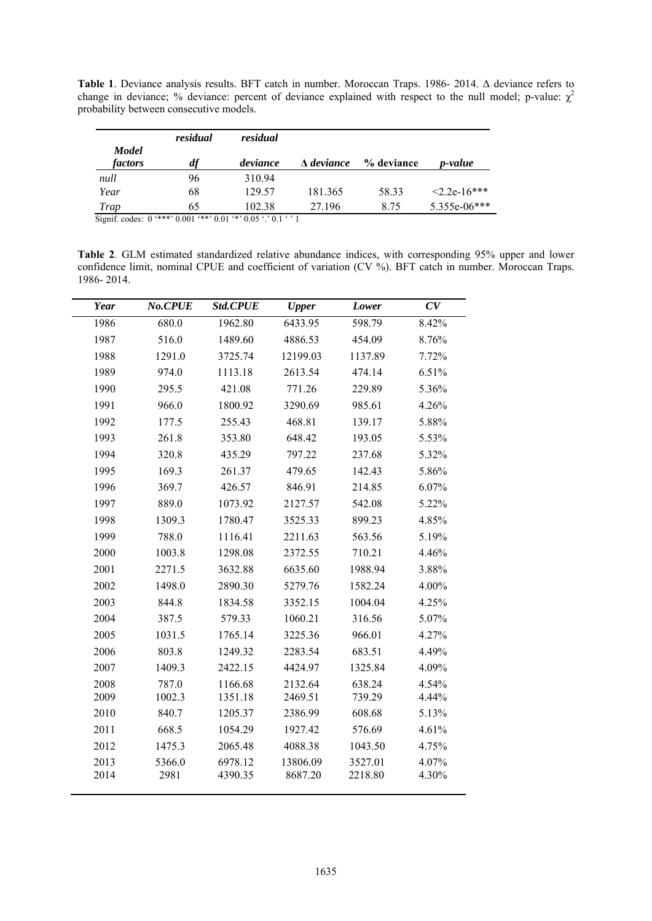**Table 1**. Deviance analysis results. BFT catch in number. Moroccan Traps. 1986- 2014. Δ deviance refers to change in deviance; % deviance: percent of deviance explained with respect to the null model; p-value: $\chi^2$ probability between consecutive models.

| *Model factors* | *residual df* | *residual deviance* | *Δ deviance* | *% deviance* | *p-value* |
|---|---|---|---|---|---|
| *null* | 96 | 310.94 | | | |
| *Year* | 68 | 129.57 | 181.365 | 58.33 | <2.2e-16*** |
| *Trap* | 65 | 102.38 | 27.196 | 8.75 | 5.355e-06*** |

Signif. codes: 0 '***' 0.001 '**' 0.01 '*' 0.05 '.' 0.1 ' ' 1

**Table 2**. GLM estimated standardized relative abundance indices, with corresponding 95% upper and lower confidence limit, nominal CPUE and coefficient of variation (CV %). BFT catch in number. Moroccan Traps. 1986- 2014.

| *Year* | *No.CPUE* | *Std.CPUE* | *Upper* | *Lower* | *CV* |
|---|---|---|---|---|---|
| 1986 | 680.0 | 1962.80 | 6433.95 | 598.79 | 8.42% |
| 1987 | 516.0 | 1489.60 | 4886.53 | 454.09 | 8.76% |
| 1988 | 1291.0 | 3725.74 | 12199.03 | 1137.89 | 7.72% |
| 1989 | 974.0 | 1113.18 | 2613.54 | 474.14 | 6.51% |
| 1990 | 295.5 | 421.08 | 771.26 | 229.89 | 5.36% |
| 1991 | 966.0 | 1800.92 | 3290.69 | 985.61 | 4.26% |
| 1992 | 177.5 | 255.43 | 468.81 | 139.17 | 5.88% |
| 1993 | 261.8 | 353.80 | 648.42 | 193.05 | 5.53% |
| 1994 | 320.8 | 435.29 | 797.22 | 237.68 | 5.32% |
| 1995 | 169.3 | 261.37 | 479.65 | 142.43 | 5.86% |
| 1996 | 369.7 | 426.57 | 846.91 | 214.85 | 6.07% |
| 1997 | 889.0 | 1073.92 | 2127.57 | 542.08 | 5.22% |
| 1998 | 1309.3 | 1780.47 | 3525.33 | 899.23 | 4.85% |
| 1999 | 788.0 | 1116.41 | 2211.63 | 563.56 | 5.19% |
| 2000 | 1003.8 | 1298.08 | 2372.55 | 710.21 | 4.46% |
| 2001 | 2271.5 | 3632.88 | 6635.60 | 1988.94 | 3.88% |
| 2002 | 1498.0 | 2890.30 | 5279.76 | 1582.24 | 4.00% |
| 2003 | 844.8 | 1834.58 | 3352.15 | 1004.04 | 4.25% |
| 2004 | 387.5 | 579.33 | 1060.21 | 316.56 | 5.07% |
| 2005 | 1031.5 | 1765.14 | 3225.36 | 966.01 | 4.27% |
| 2006 | 803.8 | 1249.32 | 2283.54 | 683.51 | 4.49% |
| 2007 | 1409.3 | 2422.15 | 4424.97 | 1325.84 | 4.09% |
| 2008 | 787.0 | 1166.68 | 2132.64 | 638.24 | 4.54% |
| 2009 | 1002.3 | 1351.18 | 2469.51 | 739.29 | 4.44% |
| 2010 | 840.7 | 1205.37 | 2386.99 | 608.68 | 5.13% |
| 2011 | 668.5 | 1054.29 | 1927.42 | 576.69 | 4.61% |
| 2012 | 1475.3 | 2065.48 | 4088.38 | 1043.50 | 4.75% |
| 2013 | 5366.0 | 6978.12 | 13806.09 | 3527.01 | 4.07% |
| 2014 | 2981 | 4390.35 | 8687.20 | 2218.80 | 4.30% |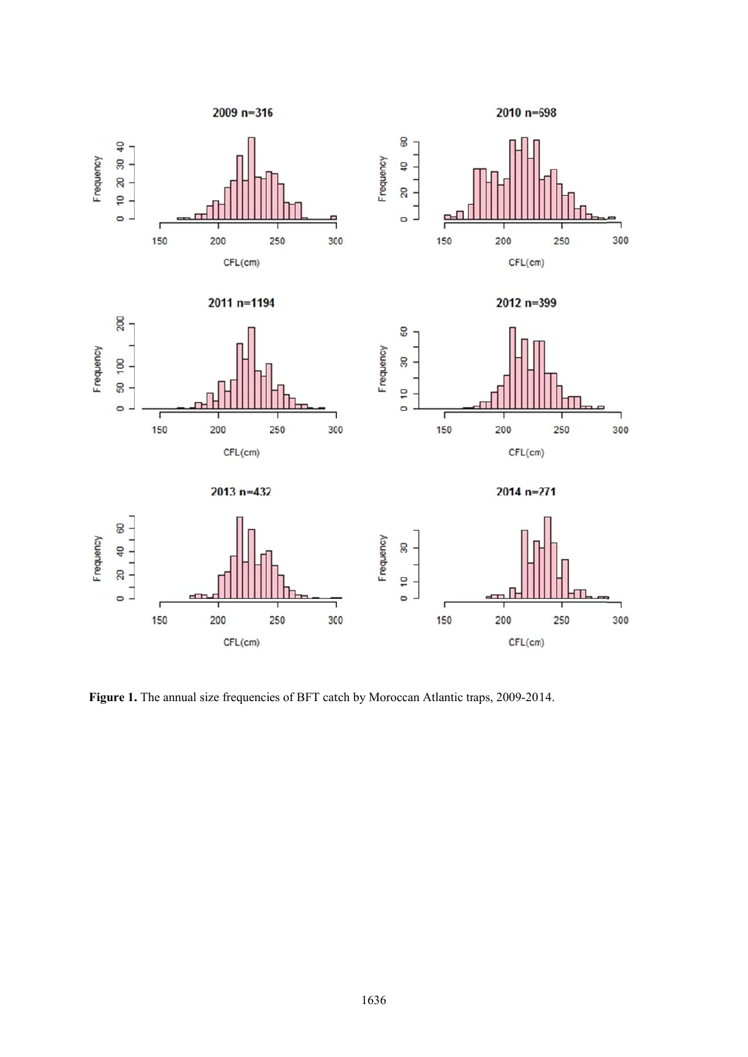**Figure 1.** The annual size frequencies of BFT catch by Moroccan Atlantic traps, 2009-2014.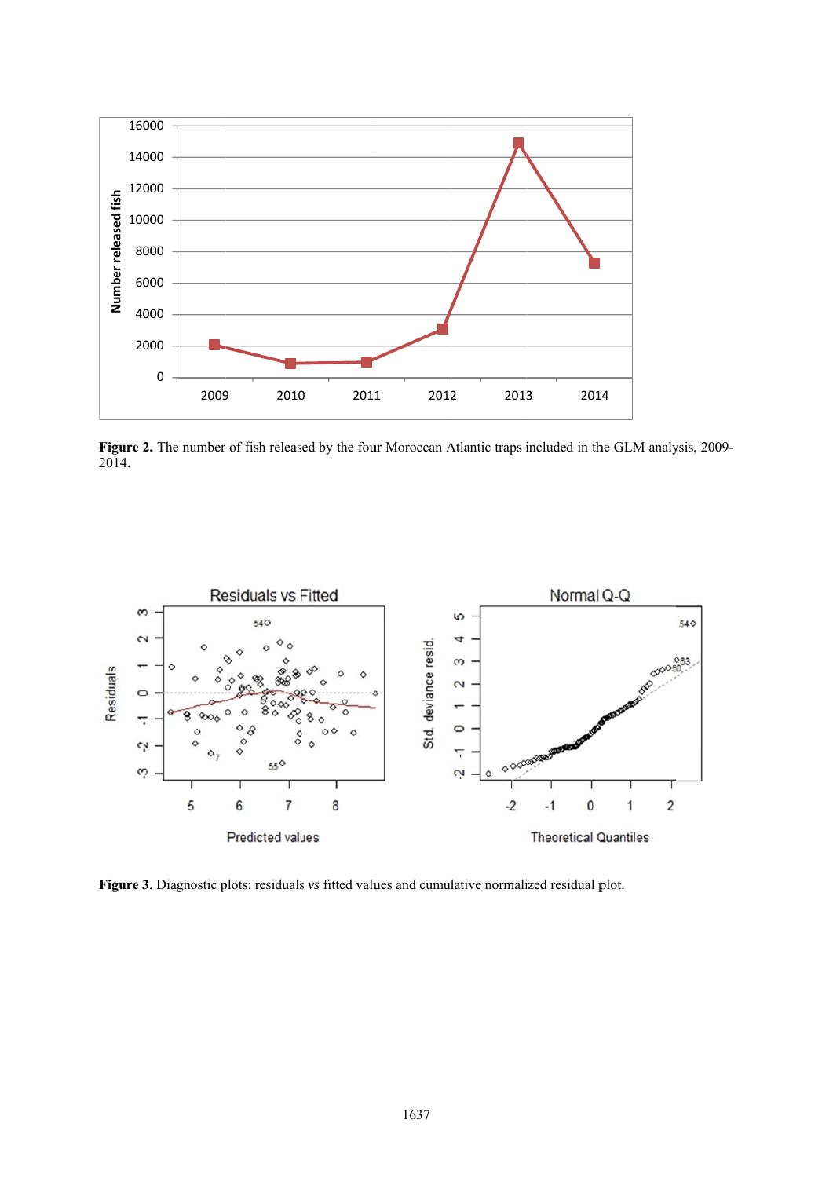**Figure 2.** The number of fish released by the four Moroccan Atlantic traps included in the GLM analysis, 2009-2014.

**Figure 3**. Diagnostic plots: residuals *vs* fitted values and cumulative normalized residual plot.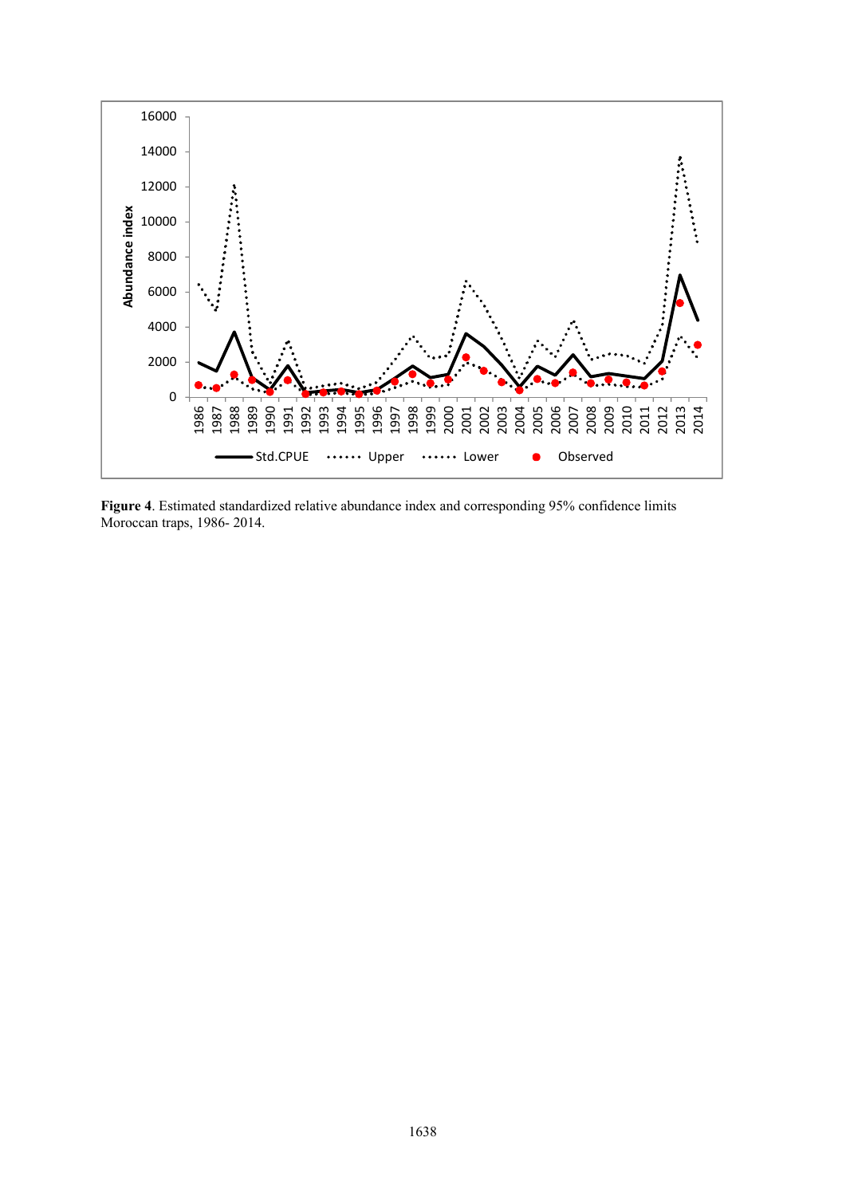16000
14000
12000
10000
8000
6000
4000
2000
0

Abundance index

1986 1987 1988 1989 1990 1991 1992 1993 1994 1995 1996 1997 1998 1999 2000 2001 2002 2003 2004 2005 2006 2007 2008 2009 2010 2011 2012 2013 2014

Std.CPUE ...... Upper ...... Lower ● Observed

**Figure 4**. Estimated standardized relative abundance index and corresponding 95% confidence limits Moroccan traps, 1986- 2014.